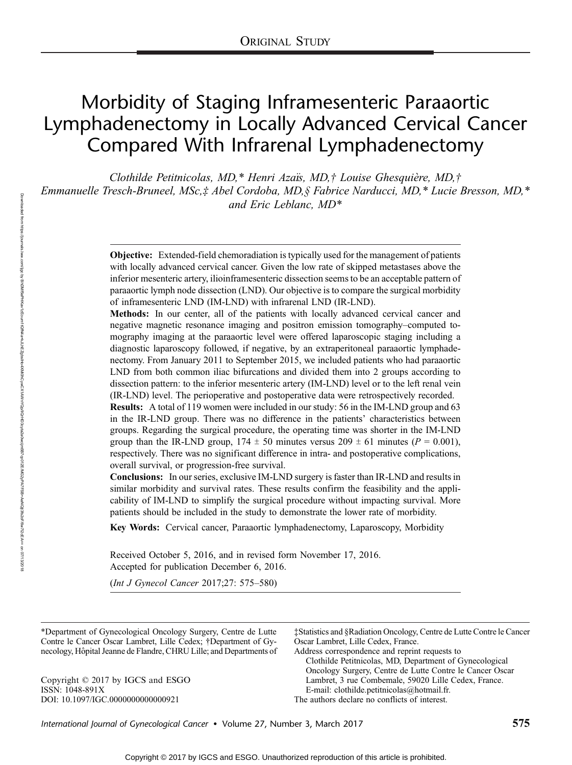ORIGINAL STUDY

# Morbidity of Staging Inframesenteric Paraaortic Lymphadenectomy in Locally Advanced Cervical Cancer Compared With Infrarenal Lymphadenectomy

*Clothilde Petitnicolas, MD,\* Henri Azaïs, MD,† Louise Ghesquière, MD,† Emmanuelle Tresch-Bruneel, MSc,‡ Abel Cordoba, MD,§ Fabrice Narducci, MD,\* Lucie Bresson, MD,\* and Eric Leblanc, MD\**

**Objective:** Extended-field chemoradiation is typically used for the management of patients with locally advanced cervical cancer. Given the low rate of skipped metastases above the inferior mesenteric artery, ilioinframesenteric dissection seems to be an acceptable pattern of paraaortic lymph node dissection (LND). Our objective is to compare the surgical morbidity of inframesenteric LND (IM-LND) with infrarenal LND (IR-LND).

**Methods:** In our center, all of the patients with locally advanced cervical cancer and negative magnetic resonance imaging and positron emission tomography–computed tomography imaging at the paraaortic level were offered laparoscopic staging including a diagnostic laparoscopy followed, if negative, by an extraperitoneal paraaortic lymphadenectomy. From January 2011 to September 2015, we included patients who had paraaortic LND from both common iliac bifurcations and divided them into 2 groups according to dissection pattern: to the inferior mesenteric artery (IM-LND) level or to the left renal vein (IR-LND) level. The perioperative and postoperative data were retrospectively recorded.

**Results:** A total of 119 women were included in our study: 56 in the IM-LND group and 63 in the IR-LND group. There was no difference in the patients' characteristics between groups. Regarding the surgical procedure, the operating time was shorter in the IM-LND group than the IR-LND group, 174 ± 50 minutes versus 209 ± 61 minutes ($P$ = 0.001), respectively. There was no significant difference in intra- and postoperative complications, overall survival, or progression-free survival.

**Conclusions:** In our series, exclusive IM-LND surgery is faster than IR-LND and results in similar morbidity and survival rates. These results confirm the feasibility and the applicability of IM-LND to simplify the surgical procedure without impacting survival. More patients should be included in the study to demonstrate the lower rate of morbidity.

**Key Words:** Cervical cancer, Paraaortic lymphadenectomy, Laparoscopy, Morbidity

Received October 5, 2016, and in revised form November 17, 2016.
Accepted for publication December 6, 2016.

(*Int J Gynecol Cancer* 2017;27: 575–580)

\*Department of Gynecological Oncology Surgery, Centre de Lutte Contre le Cancer Oscar Lambret, Lille Cedex; †Department of Gynecology, Hôpital Jeanne de Flandre, CHRU Lille; and Departments of ‡Statistics and §Radiation Oncology, Centre de Lutte Contre le Cancer Oscar Lambret, Lille Cedex, France.

Address correspondence and reprint requests to Clothilde Petitnicolas, MD, Department of Gynecological Oncology Surgery, Centre de Lutte Contre le Cancer Oscar Lambret, 3 rue Combemale, 59020 Lille Cedex, France. E-mail: clothilde.petitnicolas@hotmail.fr.

The authors declare no conflicts of interest.

Copyright © 2017 by IGCS and ESGO
ISSN: 1048-891X
DOI: 10.1097/IGC.0000000000000921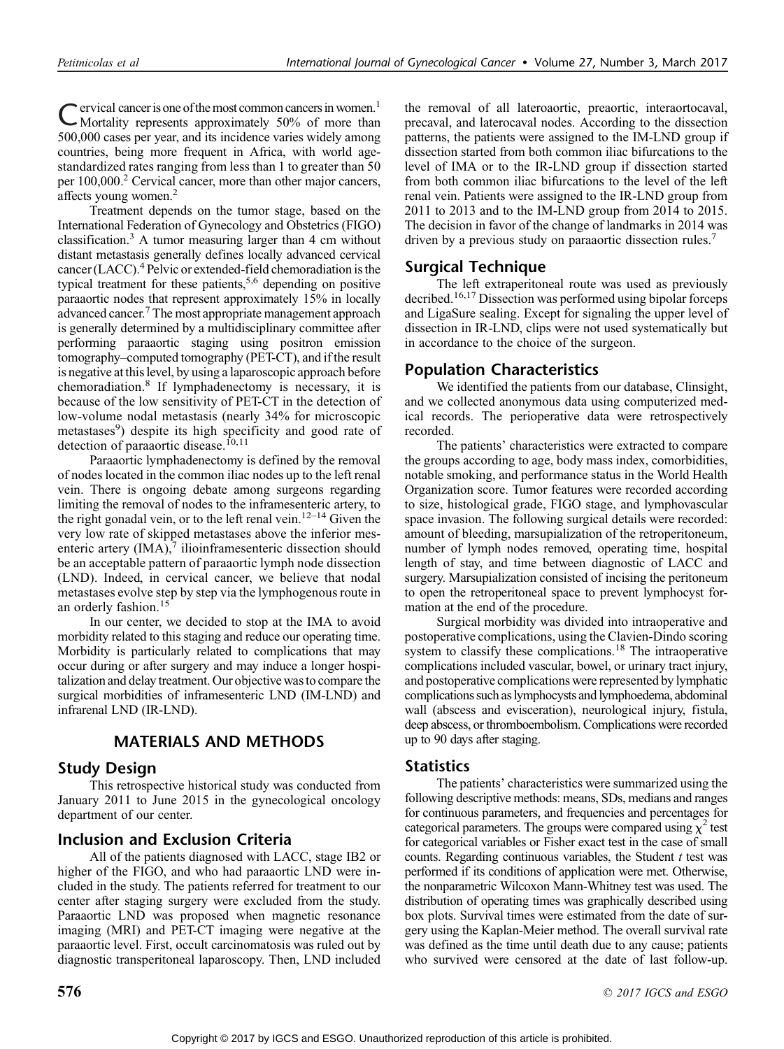Cervical cancer is one of the most common cancers in women.[1] Mortality represents approximately 50% of more than 500,000 cases per year, and its incidence varies widely among countries, being more frequent in Africa, with world age-standardized rates ranging from less than 1 to greater than 50 per 100,000.[2] Cervical cancer, more than other major cancers, affects young women.[2]

Treatment depends on the tumor stage, based on the International Federation of Gynecology and Obstetrics (FIGO) classification.[3] A tumor measuring larger than 4 cm without distant metastasis generally defines locally advanced cervical cancer (LACC).[4] Pelvic or extended-field chemoradiation is the typical treatment for these patients,[5,6] depending on positive paraaortic nodes that represent approximately 15% in locally advanced cancer.[7] The most appropriate management approach is generally determined by a multidisciplinary committee after performing paraaortic staging using positron emission tomography–computed tomography (PET-CT), and if the result is negative at this level, by using a laparoscopic approach before chemoradiation.[8] If lymphadenectomy is necessary, it is because of the low sensitivity of PET-CT in the detection of low-volume nodal metastasis (nearly 34% for microscopic metastases[9]) despite its high specificity and good rate of detection of paraaortic disease.[10,11]

Paraaortic lymphadenectomy is defined by the removal of nodes located in the common iliac nodes up to the left renal vein. There is ongoing debate among surgeons regarding limiting the removal of nodes to the inframesenteric artery, to the right gonadal vein, or to the left renal vein.[12–14] Given the very low rate of skipped metastases above the inferior mesenteric artery (IMA),[7] ilioinframesenteric dissection should be an acceptable pattern of paraaortic lymph node dissection (LND). Indeed, in cervical cancer, we believe that nodal metastases evolve step by step via the lymphogenous route in an orderly fashion.[15]

In our center, we decided to stop at the IMA to avoid morbidity related to this staging and reduce our operating time. Morbidity is particularly related to complications that may occur during or after surgery and may induce a longer hospitalization and delay treatment. Our objective was to compare the surgical morbidities of inframesenteric LND (IM-LND) and infrarenal LND (IR-LND).

## MATERIALS AND METHODS

### Study Design

This retrospective historical study was conducted from January 2011 to June 2015 in the gynecological oncology department of our center.

### Inclusion and Exclusion Criteria

All of the patients diagnosed with LACC, stage IB2 or higher of the FIGO, and who had paraaortic LND were included in the study. The patients referred for treatment to our center after staging surgery were excluded from the study. Paraaortic LND was proposed when magnetic resonance imaging (MRI) and PET-CT imaging were negative at the paraaortic level. First, occult carcinomatosis was ruled out by diagnostic transperitoneal laparoscopy. Then, LND included the removal of all lateroaortic, preaortic, interaortocaval, precaval, and laterocaval nodes. According to the dissection patterns, the patients were assigned to the IM-LND group if dissection started from both common iliac bifurcations to the level of IMA or to the IR-LND group if dissection started from both common iliac bifurcations to the level of the left renal vein. Patients were assigned to the IR-LND group from 2011 to 2013 and to the IM-LND group from 2014 to 2015. The decision in favor of the change of landmarks in 2014 was driven by a previous study on paraaortic dissection rules.[7]

### Surgical Technique

The left extraperitoneal route was used as previously decribed.[16,17] Dissection was performed using bipolar forceps and LigaSure sealing. Except for signaling the upper level of dissection in IR-LND, clips were not used systematically but in accordance to the choice of the surgeon.

### Population Characteristics

We identified the patients from our database, Clinsight, and we collected anonymous data using computerized medical records. The perioperative data were retrospectively recorded.

The patients' characteristics were extracted to compare the groups according to age, body mass index, comorbidities, notable smoking, and performance status in the World Health Organization score. Tumor features were recorded according to size, histological grade, FIGO stage, and lymphovascular space invasion. The following surgical details were recorded: amount of bleeding, marsupialization of the retroperitoneum, number of lymph nodes removed, operating time, hospital length of stay, and time between diagnostic of LACC and surgery. Marsupialization consisted of incising the peritoneum to open the retroperitoneal space to prevent lymphocyst formation at the end of the procedure.

Surgical morbidity was divided into intraoperative and postoperative complications, using the Clavien-Dindo scoring system to classify these complications.[18] The intraoperative complications included vascular, bowel, or urinary tract injury, and postoperative complications were represented by lymphatic complications such as lymphocysts and lymphoedema, abdominal wall (abscess and evisceration), neurological injury, fistula, deep abscess, or thromboembolism. Complications were recorded up to 90 days after staging.

### Statistics

The patients' characteristics were summarized using the following descriptive methods: means, SDs, medians and ranges for continuous parameters, and frequencies and percentages for categorical parameters. The groups were compared using $\chi^2$ test for categorical variables or Fisher exact test in the case of small counts. Regarding continuous variables, the Student *t* test was performed if its conditions of application were met. Otherwise, the nonparametric Wilcoxon Mann-Whitney test was used. The distribution of operating times was graphically described using box plots. Survival times were estimated from the date of surgery using the Kaplan-Meier method. The overall survival rate was defined as the time until death due to any cause; patients who survived were censored at the date of last follow-up.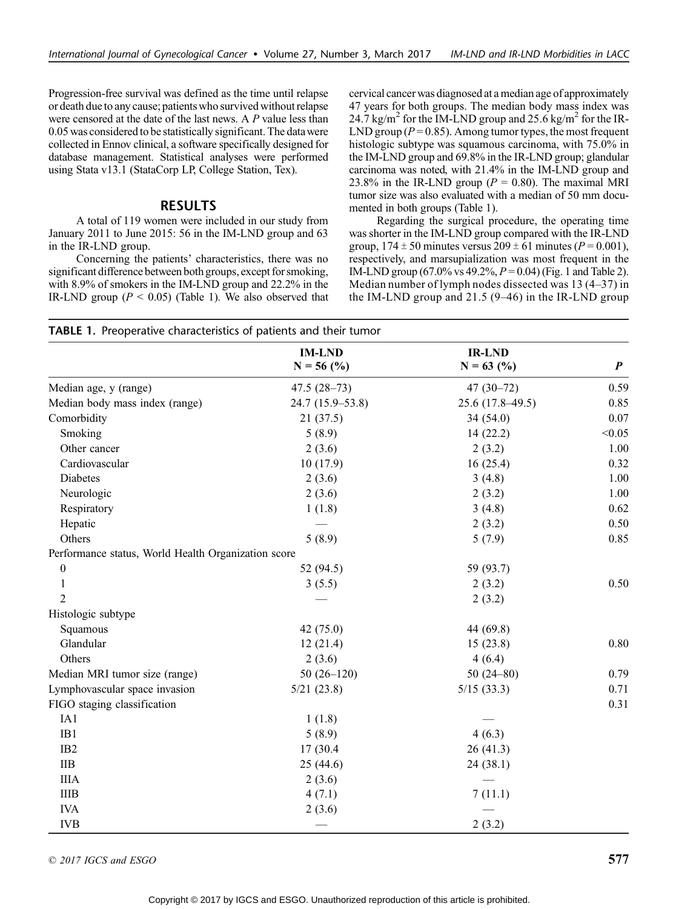Progression-free survival was defined as the time until relapse or death due to any cause; patients who survived without relapse were censored at the date of the last news. A *P* value less than 0.05 was considered to be statistically significant. The data were collected in Ennov clinical, a software specifically designed for database management. Statistical analyses were performed using Stata v13.1 (StataCorp LP, College Station, Tex).

## RESULTS

A total of 119 women were included in our study from January 2011 to June 2015: 56 in the IM-LND group and 63 in the IR-LND group.

Concerning the patients' characteristics, there was no significant difference between both groups, except for smoking, with 8.9% of smokers in the IM-LND group and 22.2% in the IR-LND group ($P < 0.05$) (Table 1). We also observed that cervical cancer was diagnosed at a median age of approximately 47 years for both groups. The median body mass index was 24.7 kg/m$^2$ for the IM-LND group and 25.6 kg/m$^2$ for the IR-LND group ($P = 0.85$). Among tumor types, the most frequent histologic subtype was squamous carcinoma, with 75.0% in the IM-LND group and 69.8% in the IR-LND group; glandular carcinoma was noted, with 21.4% in the IM-LND group and 23.8% in the IR-LND group ($P = 0.80$). The maximal MRI tumor size was also evaluated with a median of 50 mm documented in both groups (Table 1).

Regarding the surgical procedure, the operating time was shorter in the IM-LND group compared with the IR-LND group, 174 ± 50 minutes versus 209 ± 61 minutes ($P = 0.001$), respectively, and marsupialization was most frequent in the IM-LND group (67.0% vs 49.2%, $P = 0.04$) (Fig. 1 and Table 2). Median number of lymph nodes dissected was 13 (4–37) in the IM-LND group and 21.5 (9–46) in the IR-LND group

**TABLE 1.** Preoperative characteristics of patients and their tumor

| | IM-LND N = 56 (%) | IR-LND N = 63 (%) | *P* |
|---|---|---|---|
| Median age, y (range) | 47.5 (28–73) | 47 (30–72) | 0.59 |
| Median body mass index (range) | 24.7 (15.9–53.8) | 25.6 (17.8–49.5) | 0.85 |
| Comorbidity | 21 (37.5) | 34 (54.0) | 0.07 |
| Smoking | 5 (8.9) | 14 (22.2) | <0.05 |
| Other cancer | 2 (3.6) | 2 (3.2) | 1.00 |
| Cardiovascular | 10 (17.9) | 16 (25.4) | 0.32 |
| Diabetes | 2 (3.6) | 3 (4.8) | 1.00 |
| Neurologic | 2 (3.6) | 2 (3.2) | 1.00 |
| Respiratory | 1 (1.8) | 3 (4.8) | 0.62 |
| Hepatic | — | 2 (3.2) | 0.50 |
| Others | 5 (8.9) | 5 (7.9) | 0.85 |
| Performance status, World Health Organization score | | | |
| 0 | 52 (94.5) | 59 (93.7) | |
| 1 | 3 (5.5) | 2 (3.2) | 0.50 |
| 2 | — | 2 (3.2) | |
| Histologic subtype | | | |
| Squamous | 42 (75.0) | 44 (69.8) | |
| Glandular | 12 (21.4) | 15 (23.8) | 0.80 |
| Others | 2 (3.6) | 4 (6.4) | |
| Median MRI tumor size (range) | 50 (26–120) | 50 (24–80) | 0.79 |
| Lymphovascular space invasion | 5/21 (23.8) | 5/15 (33.3) | 0.71 |
| FIGO staging classification | | | 0.31 |
| IA1 | 1 (1.8) | — | |
| IB1 | 5 (8.9) | 4 (6.3) | |
| IB2 | 17 (30.4 | 26 (41.3) | |
| IIB | 25 (44.6) | 24 (38.1) | |
| IIIA | 2 (3.6) | — | |
| IIIB | 4 (7.1) | 7 (11.1) | |
| IVA | 2 (3.6) | — | |
| IVB | — | 2 (3.2) | |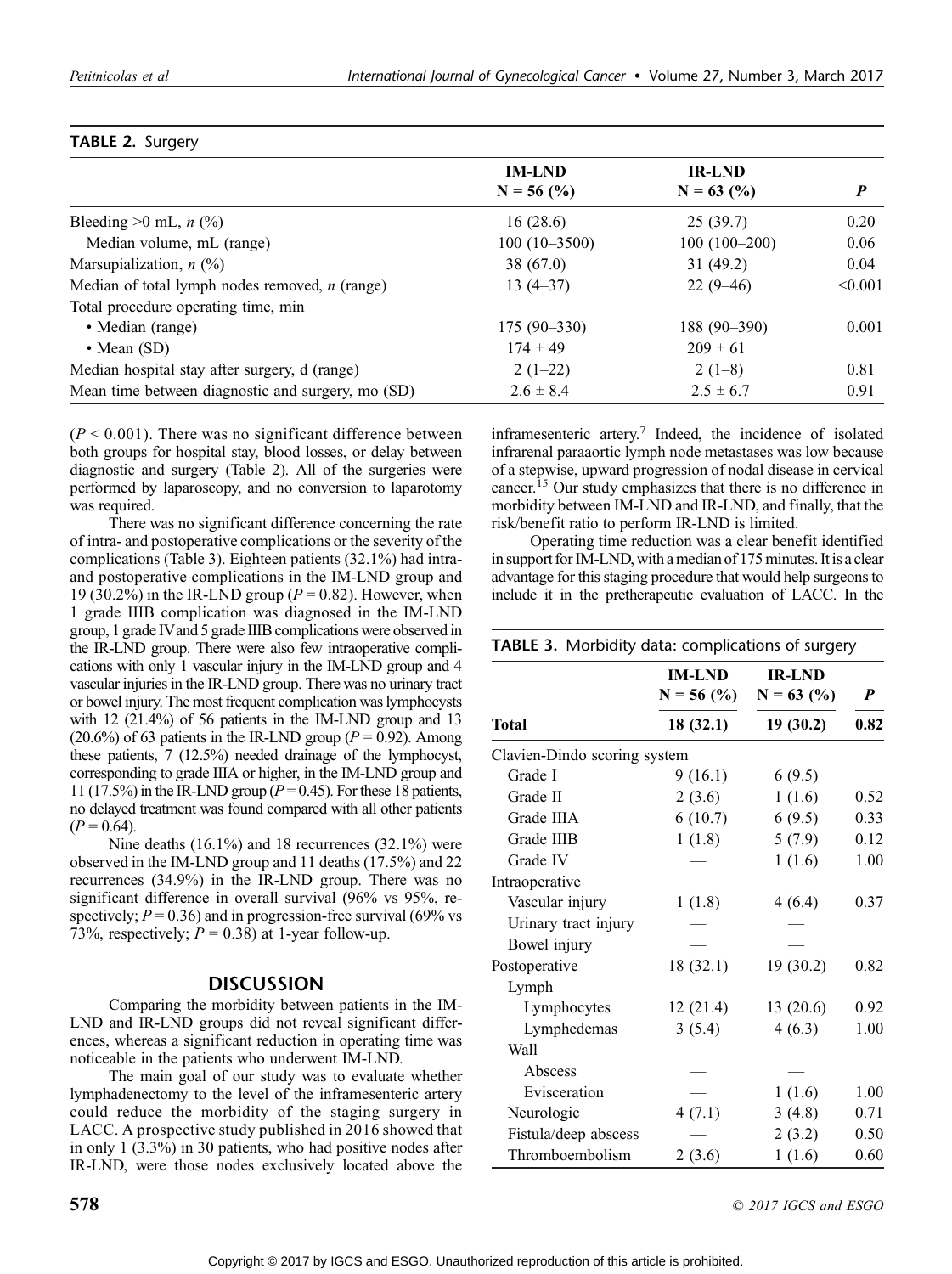**TABLE 2.** Surgery

| | IM-LND N = 56 (%) | IR-LND N = 63 (%) | *P* |
|---|---|---|---|
| Bleeding >0 mL, *n* (%) | 16 (28.6) | 25 (39.7) | 0.20 |
| Median volume, mL (range) | 100 (10–3500) | 100 (100–200) | 0.06 |
| Marsupialization, *n* (%) | 38 (67.0) | 31 (49.2) | 0.04 |
| Median of total lymph nodes removed, *n* (range) | 13 (4–37) | 22 (9–46) | <0.001 |
| Total procedure operating time, min | | | |
| • Median (range) | 175 (90–330) | 188 (90–390) | 0.001 |
| • Mean (SD) | 174 ± 49 | 209 ± 61 | |
| Median hospital stay after surgery, d (range) | 2 (1–22) | 2 (1–8) | 0.81 |
| Mean time between diagnostic and surgery, mo (SD) | 2.6 ± 8.4 | 2.5 ± 6.7 | 0.91 |

($P < 0.001$). There was no significant difference between both groups for hospital stay, blood losses, or delay between diagnostic and surgery (Table 2). All of the surgeries were performed by laparoscopy, and no conversion to laparotomy was required.

There was no significant difference concerning the rate of intra- and postoperative complications or the severity of the complications (Table 3). Eighteen patients (32.1%) had intra- and postoperative complications in the IM-LND group and 19 (30.2%) in the IR-LND group ($P = 0.82$). However, when 1 grade IIIB complication was diagnosed in the IM-LND group, 1 grade IV and 5 grade IIIB complications were observed in the IR-LND group. There were also few intraoperative complications with only 1 vascular injury in the IM-LND group and 4 vascular injuries in the IR-LND group. There was no urinary tract or bowel injury. The most frequent complication was lymphocysts with 12 (21.4%) of 56 patients in the IM-LND group and 13 (20.6%) of 63 patients in the IR-LND group ($P = 0.92$). Among these patients, 7 (12.5%) needed drainage of the lymphocyst, corresponding to grade IIIA or higher, in the IM-LND group and 11 (17.5%) in the IR-LND group ($P = 0.45$). For these 18 patients, no delayed treatment was found compared with all other patients ($P = 0.64$).

Nine deaths (16.1%) and 18 recurrences (32.1%) were observed in the IM-LND group and 11 deaths (17.5%) and 22 recurrences (34.9%) in the IR-LND group. There was no significant difference in overall survival (96% vs 95%, respectively; $P = 0.36$) and in progression-free survival (69% vs 73%, respectively; $P = 0.38$) at 1-year follow-up.

## DISCUSSION

Comparing the morbidity between patients in the IM-LND and IR-LND groups did not reveal significant differences, whereas a significant reduction in operating time was noticeable in the patients who underwent IM-LND.

The main goal of our study was to evaluate whether lymphadenectomy to the level of the inframesenteric artery could reduce the morbidity of the staging surgery in LACC. A prospective study published in 2016 showed that in only 1 (3.3%) in 30 patients, who had positive nodes after IR-LND, were those nodes exclusively located above the inframesenteric artery.[7] Indeed, the incidence of isolated infrarenal paraaortic lymph node metastases was low because of a stepwise, upward progression of nodal disease in cervical cancer.[15] Our study emphasizes that there is no difference in morbidity between IM-LND and IR-LND, and finally, that the risk/benefit ratio to perform IR-LND is limited.

Operating time reduction was a clear benefit identified in support for IM-LND, with a median of 175 minutes. It is a clear advantage for this staging procedure that would help surgeons to include it in the pretherapeutic evaluation of LACC. In the

**TABLE 3.** Morbidity data: complications of surgery

| | IM-LND N = 56 (%) | IR-LND N = 63 (%) | *P* |
|---|---|---|---|
| **Total** | **18 (32.1)** | **19 (30.2)** | **0.82** |
| Clavien-Dindo scoring system | | | |
| Grade I | 9 (16.1) | 6 (9.5) | |
| Grade II | 2 (3.6) | 1 (1.6) | 0.52 |
| Grade IIIA | 6 (10.7) | 6 (9.5) | 0.33 |
| Grade IIIB | 1 (1.8) | 5 (7.9) | 0.12 |
| Grade IV | — | 1 (1.6) | 1.00 |
| Intraoperative | | | |
| Vascular injury | 1 (1.8) | 4 (6.4) | 0.37 |
| Urinary tract injury | — | — | |
| Bowel injury | — | — | |
| Postoperative | 18 (32.1) | 19 (30.2) | 0.82 |
| Lymph | | | |
| Lymphocytes | 12 (21.4) | 13 (20.6) | 0.92 |
| Lymphedemas | 3 (5.4) | 4 (6.3) | 1.00 |
| Wall | | | |
| Abscess | — | — | |
| Evisceration | — | 1 (1.6) | 1.00 |
| Neurologic | 4 (7.1) | 3 (4.8) | 0.71 |
| Fistula/deep abscess | — | 2 (3.2) | 0.50 |
| Thromboembolism | 2 (3.6) | 1 (1.6) | 0.60 |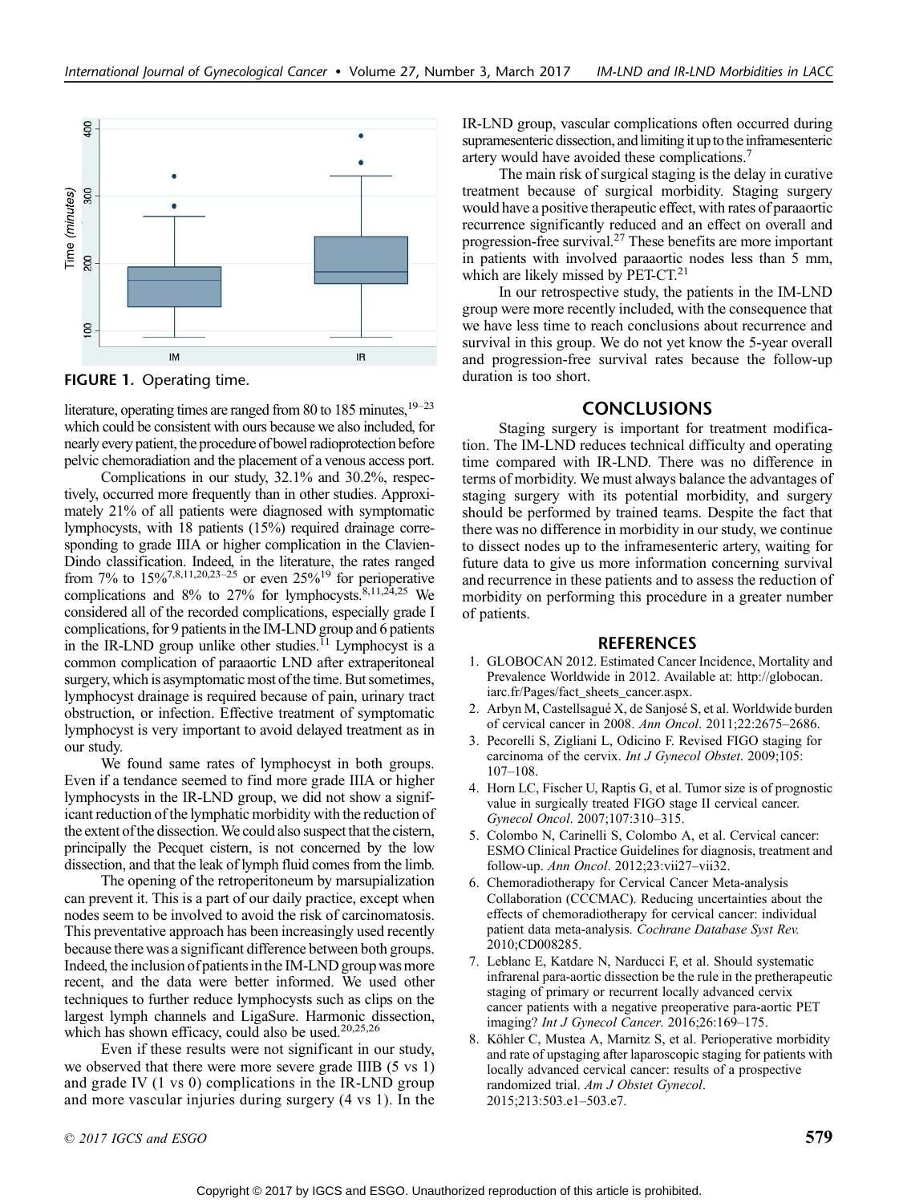FIGURE 1. Operating time.

literature, operating times are ranged from 80 to 185 minutes,[19–23] which could be consistent with ours because we also included, for nearly every patient, the procedure of bowel radioprotection before pelvic chemoradiation and the placement of a venous access port.

Complications in our study, 32.1% and 30.2%, respectively, occurred more frequently than in other studies. Approximately 21% of all patients were diagnosed with symptomatic lymphocysts, with 18 patients (15%) required drainage corresponding to grade IIIA or higher complication in the Clavien-Dindo classification. Indeed, in the literature, the rates ranged from 7% to 15%[7,8,11,20,23–25] or even 25%[19] for perioperative complications and 8% to 27% for lymphocysts.[8,11,24,25] We considered all of the recorded complications, especially grade I complications, for 9 patients in the IM-LND group and 6 patients in the IR-LND group unlike other studies.[11] Lymphocyst is a common complication of paraaortic LND after extraperitoneal surgery, which is asymptomatic most of the time. But sometimes, lymphocyst drainage is required because of pain, urinary tract obstruction, or infection. Effective treatment of symptomatic lymphocyst is very important to avoid delayed treatment as in our study.

We found same rates of lymphocyst in both groups. Even if a tendance seemed to find more grade IIIA or higher lymphocysts in the IR-LND group, we did not show a significant reduction of the lymphatic morbidity with the reduction of the extent of the dissection. We could also suspect that the cistern, principally the Pecquet cistern, is not concerned by the low dissection, and that the leak of lymph fluid comes from the limb.

The opening of the retroperitoneum by marsupialization can prevent it. This is a part of our daily practice, except when nodes seem to be involved to avoid the risk of carcinomatosis. This preventative approach has been increasingly used recently because there was a significant difference between both groups. Indeed, the inclusion of patients in the IM-LND group was more recent, and the data were better informed. We used other techniques to further reduce lymphocysts such as clips on the largest lymph channels and LigaSure. Harmonic dissection, which has shown efficacy, could also be used.[20,25,26]

Even if these results were not significant in our study, we observed that there were more severe grade IIIB (5 vs 1) and grade IV (1 vs 0) complications in the IR-LND group and more vascular injuries during surgery (4 vs 1). In the IR-LND group, vascular complications often occurred during supramesenteric dissection, and limiting it up to the inframesenteric artery would have avoided these complications.[7]

The main risk of surgical staging is the delay in curative treatment because of surgical morbidity. Staging surgery would have a positive therapeutic effect, with rates of paraaortic recurrence significantly reduced and an effect on overall and progression-free survival.[27] These benefits are more important in patients with involved paraaortic nodes less than 5 mm, which are likely missed by PET-CT.[21]

In our retrospective study, the patients in the IM-LND group were more recently included, with the consequence that we have less time to reach conclusions about recurrence and survival in this group. We do not yet know the 5-year overall and progression-free survival rates because the follow-up duration is too short.

## CONCLUSIONS

Staging surgery is important for treatment modification. The IM-LND reduces technical difficulty and operating time compared with IR-LND. There was no difference in terms of morbidity. We must always balance the advantages of staging surgery with its potential morbidity, and surgery should be performed by trained teams. Despite the fact that there was no difference in morbidity in our study, we continue to dissect nodes up to the inframesenteric artery, waiting for future data to give us more information concerning survival and recurrence in these patients and to assess the reduction of morbidity on performing this procedure in a greater number of patients.

## REFERENCES

1. GLOBOCAN 2012. Estimated Cancer Incidence, Mortality and Prevalence Worldwide in 2012. Available at: http://globocan.iarc.fr/Pages/fact_sheets_cancer.aspx.
2. Arbyn M, Castellsagué X, de Sanjosé S, et al. Worldwide burden of cervical cancer in 2008. *Ann Oncol*. 2011;22:2675–2686.
3. Pecorelli S, Zigliani L, Odicino F. Revised FIGO staging for carcinoma of the cervix. *Int J Gynecol Obstet*. 2009;105:107–108.
4. Horn LC, Fischer U, Raptis G, et al. Tumor size is of prognostic value in surgically treated FIGO stage II cervical cancer. *Gynecol Oncol*. 2007;107:310–315.
5. Colombo N, Carinelli S, Colombo A, et al. Cervical cancer: ESMO Clinical Practice Guidelines for diagnosis, treatment and follow-up. *Ann Oncol*. 2012;23:vii27–vii32.
6. Chemoradiotherapy for Cervical Cancer Meta-analysis Collaboration (CCCMAC). Reducing uncertainties about the effects of chemoradiotherapy for cervical cancer: individual patient data meta-analysis. *Cochrane Database Syst Rev*. 2010;CD008285.
7. Leblanc E, Katdare N, Narducci F, et al. Should systematic infrarenal para-aortic dissection be the rule in the pretherapeutic staging of primary or recurrent locally advanced cervix cancer patients with a negative preoperative para-aortic PET imaging? *Int J Gynecol Cancer*. 2016;26:169–175.
8. Köhler C, Mustea A, Marnitz S, et al. Perioperative morbidity and rate of upstaging after laparoscopic staging for patients with locally advanced cervical cancer: results of a prospective randomized trial. *Am J Obstet Gynecol*. 2015;213:503.e1–503.e7.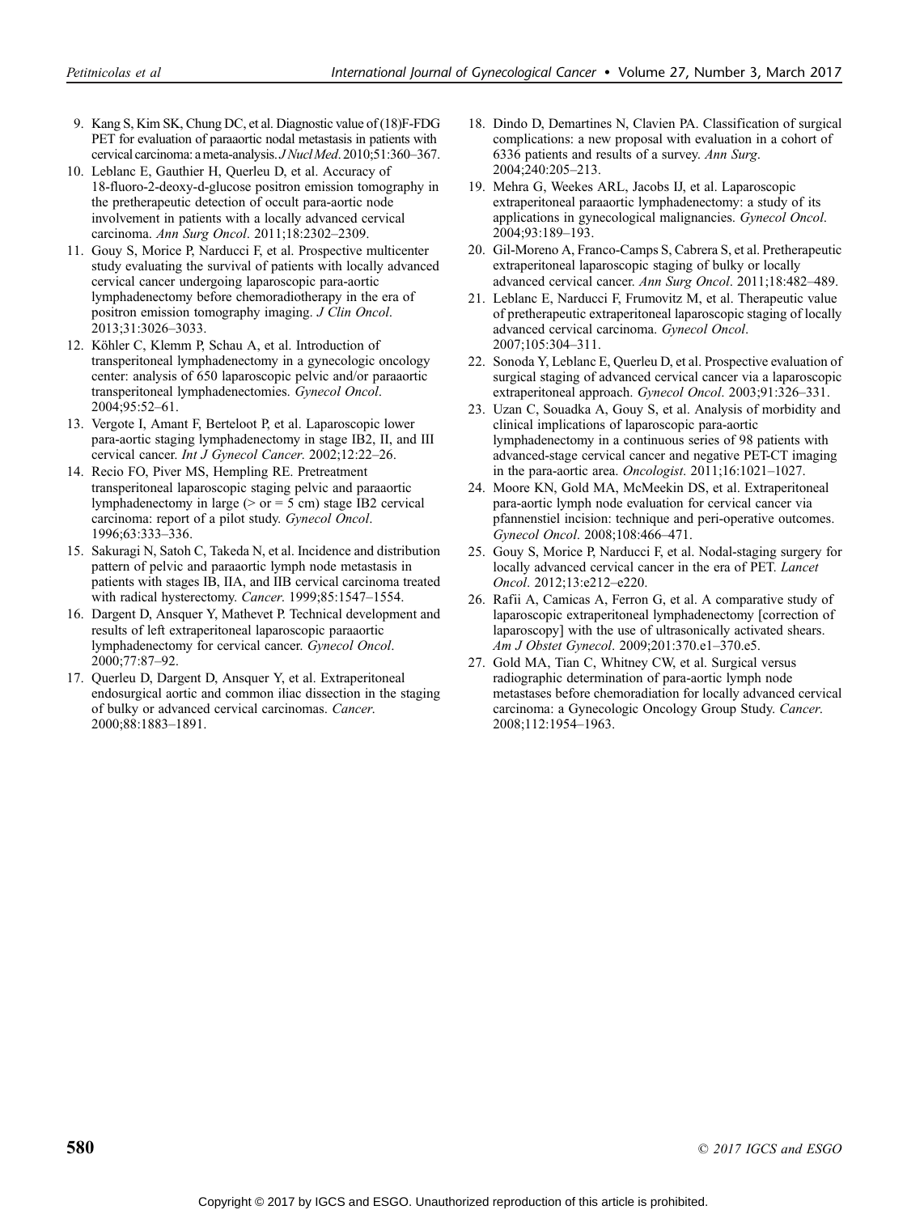9. Kang S, Kim SK, Chung DC, et al. Diagnostic value of (18)F-FDG PET for evaluation of paraaortic nodal metastasis in patients with cervical carcinoma: a meta-analysis. *J Nucl Med*. 2010;51:360–367.
10. Leblanc E, Gauthier H, Querleu D, et al. Accuracy of 18-fluoro-2-deoxy-d-glucose positron emission tomography in the pretherapeutic detection of occult para-aortic node involvement in patients with a locally advanced cervical carcinoma. *Ann Surg Oncol*. 2011;18:2302–2309.
11. Gouy S, Morice P, Narducci F, et al. Prospective multicenter study evaluating the survival of patients with locally advanced cervical cancer undergoing laparoscopic para-aortic lymphadenectomy before chemoradiotherapy in the era of positron emission tomography imaging. *J Clin Oncol*. 2013;31:3026–3033.
12. Köhler C, Klemm P, Schau A, et al. Introduction of transperitoneal lymphadenectomy in a gynecologic oncology center: analysis of 650 laparoscopic pelvic and/or paraaortic transperitoneal lymphadenectomies. *Gynecol Oncol*. 2004;95:52–61.
13. Vergote I, Amant F, Berteloot P, et al. Laparoscopic lower para-aortic staging lymphadenectomy in stage IB2, II, and III cervical cancer. *Int J Gynecol Cancer*. 2002;12:22–26.
14. Recio FO, Piver MS, Hempling RE. Pretreatment transperitoneal laparoscopic staging pelvic and paraaortic lymphadenectomy in large (> or = 5 cm) stage IB2 cervical carcinoma: report of a pilot study. *Gynecol Oncol*. 1996;63:333–336.
15. Sakuragi N, Satoh C, Takeda N, et al. Incidence and distribution pattern of pelvic and paraaortic lymph node metastasis in patients with stages IB, IIA, and IIB cervical carcinoma treated with radical hysterectomy. *Cancer*. 1999;85:1547–1554.
16. Dargent D, Ansquer Y, Mathevet P. Technical development and results of left extraperitoneal laparoscopic paraaortic lymphadenectomy for cervical cancer. *Gynecol Oncol*. 2000;77:87–92.
17. Querleu D, Dargent D, Ansquer Y, et al. Extraperitoneal endosurgical aortic and common iliac dissection in the staging of bulky or advanced cervical carcinomas. *Cancer*. 2000;88:1883–1891.
18. Dindo D, Demartines N, Clavien PA. Classification of surgical complications: a new proposal with evaluation in a cohort of 6336 patients and results of a survey. *Ann Surg*. 2004;240:205–213.
19. Mehra G, Weekes ARL, Jacobs IJ, et al. Laparoscopic extraperitoneal paraaortic lymphadenectomy: a study of its applications in gynecological malignancies. *Gynecol Oncol*. 2004;93:189–193.
20. Gil-Moreno A, Franco-Camps S, Cabrera S, et al. Pretherapeutic extraperitoneal laparoscopic staging of bulky or locally advanced cervical cancer. *Ann Surg Oncol*. 2011;18:482–489.
21. Leblanc E, Narducci F, Frumovitz M, et al. Therapeutic value of pretherapeutic extraperitoneal laparoscopic staging of locally advanced cervical carcinoma. *Gynecol Oncol*. 2007;105:304–311.
22. Sonoda Y, Leblanc E, Querleu D, et al. Prospective evaluation of surgical staging of advanced cervical cancer via a laparoscopic extraperitoneal approach. *Gynecol Oncol*. 2003;91:326–331.
23. Uzan C, Souadka A, Gouy S, et al. Analysis of morbidity and clinical implications of laparoscopic para-aortic lymphadenectomy in a continuous series of 98 patients with advanced-stage cervical cancer and negative PET-CT imaging in the para-aortic area. *Oncologist*. 2011;16:1021–1027.
24. Moore KN, Gold MA, McMeekin DS, et al. Extraperitoneal para-aortic lymph node evaluation for cervical cancer via pfannenstiel incision: technique and peri-operative outcomes. *Gynecol Oncol*. 2008;108:466–471.
25. Gouy S, Morice P, Narducci F, et al. Nodal-staging surgery for locally advanced cervical cancer in the era of PET. *Lancet Oncol*. 2012;13:e212–e220.
26. Rafii A, Camicas A, Ferron G, et al. A comparative study of laparoscopic extraperitoneal lymphadenectomy [correction of laparoscopy] with the use of ultrasonically activated shears. *Am J Obstet Gynecol*. 2009;201:370.e1–370.e5.
27. Gold MA, Tian C, Whitney CW, et al. Surgical versus radiographic determination of para-aortic lymph node metastases before chemoradiation for locally advanced cervical carcinoma: a Gynecologic Oncology Group Study. *Cancer*. 2008;112:1954–1963.